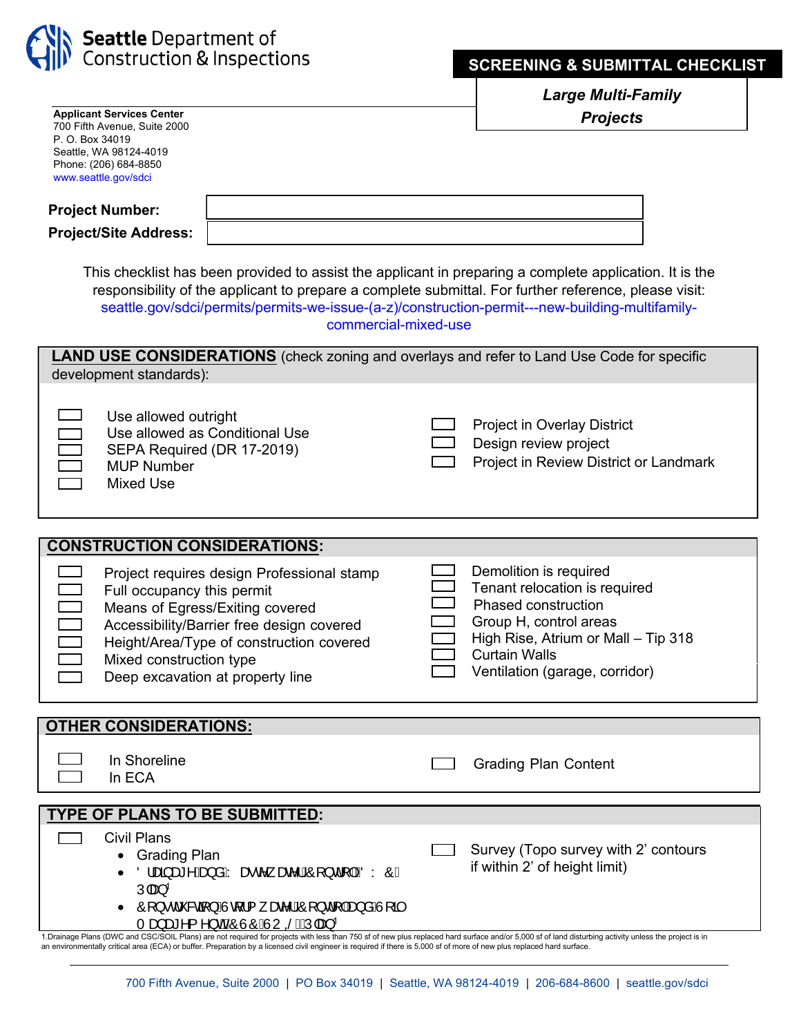**Seattle Department of Construction & Inspections**

**Applicant Services Center**
700 Fifth Avenue, Suite 2000
P. O. Box 34019
Seattle, WA 98124-4019
Phone: (206) 684-8850
www.seattle.gov/sdci

# SCREENING & SUBMITTAL CHECKLIST

## *Large Multi-Family Projects*

**Project Number:** ____________________

**Project/Site Address:** ____________________

This checklist has been provided to assist the applicant in preparing a complete application. It is the responsibility of the applicant to prepare a complete submittal. For further reference, please visit: seattle.gov/sdci/permits/permits-we-issue-(a-z)/construction-permit---new-building-multifamily-commercial-mixed-use

## LAND USE CONSIDERATIONS (check zoning and overlays and refer to Land Use Code for specific development standards):

- ☐ Use allowed outright
- ☐ Use allowed as Conditional Use
- ☐ SEPA Required (DR 17-2019)
- ☐ MUP Number
- ☐ Mixed Use
- ☐ Project in Overlay District
- ☐ Design review project
- ☐ Project in Review District or Landmark

## CONSTRUCTION CONSIDERATIONS:

- ☐ Project requires design Professional stamp
- ☐ Full occupancy this permit
- ☐ Means of Egress/Exiting covered
- ☐ Accessibility/Barrier free design covered
- ☐ Height/Area/Type of construction covered
- ☐ Mixed construction type
- ☐ Deep excavation at property line
- ☐ Demolition is required
- ☐ Tenant relocation is required
- ☐ Phased construction
- ☐ Group H, control areas
- ☐ High Rise, Atrium or Mall – Tip 318
- ☐ Curtain Walls
- ☐ Ventilation (garage, corridor)

## OTHER CONSIDERATIONS:

- ☐ In Shoreline
- ☐ In ECA
- ☐ Grading Plan Content

## TYPE OF PLANS TO BE SUBMITTED:

- ☐ Civil Plans
  - Grading Plan
  - Drainage and Wastewater Control (DWC) Plan[1]
  - Construction Stormwater Control and Soil Management (CSC/SOIL) Plan[1]
- ☐ Survey (Topo survey with 2' contours if within 2' of height limit)

1.Drainage Plans (DWC and CSC/SOIL Plans) are not required for projects with less than 750 sf of new plus replaced hard surface and/or 5,000 sf of land disturbing activity unless the project is in an environmentally critical area (ECA) or buffer. Preparation by a licensed civil engineer is required if there is 5,000 sf of more of new plus replaced hard surface.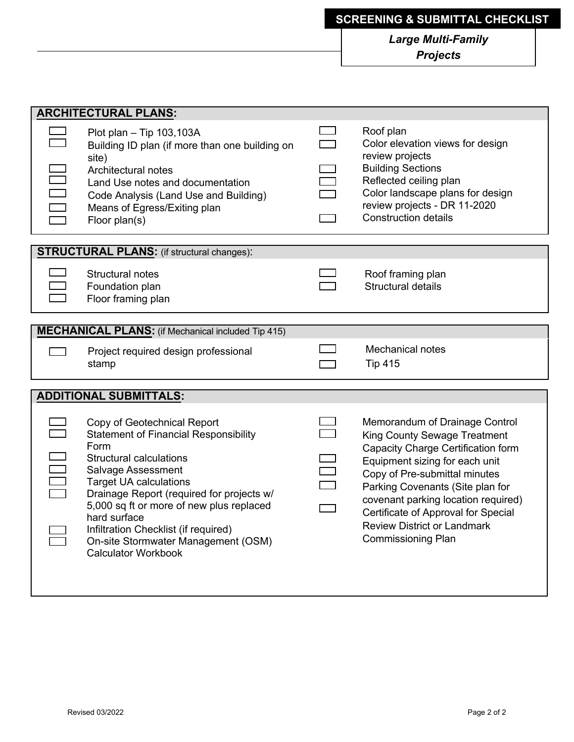**SCREENING & SUBMITTAL CHECKLIST**

***Large Multi-Family Projects***

## ARCHITECTURAL PLANS:

- [ ] Plot plan – Tip 103,103A
- [ ] Building ID plan (if more than one building on site)
- [ ] Architectural notes
- [ ] Land Use notes and documentation
- [ ] Code Analysis (Land Use and Building)
- [ ] Means of Egress/Exiting plan
- [ ] Floor plan(s)
- [ ] Roof plan
- [ ] Color elevation views for design review projects
- [ ] Building Sections
- [ ] Reflected ceiling plan
- [ ] Color landscape plans for design review projects - DR 11-2020
- [ ] Construction details

## STRUCTURAL PLANS: (if structural changes):

- [ ] Structural notes
- [ ] Foundation plan
- [ ] Floor framing plan
- [ ] Roof framing plan
- [ ] Structural details

## MECHANICAL PLANS: (if Mechanical included Tip 415)

- [ ] Project required design professional stamp
- [ ] Mechanical notes
- [ ] Tip 415

## ADDITIONAL SUBMITTALS:

- [ ] Copy of Geotechnical Report
- [ ] Statement of Financial Responsibility Form
- [ ] Structural calculations
- [ ] Salvage Assessment
- [ ] Target UA calculations
- [ ] Drainage Report (required for projects w/ 5,000 sq ft or more of new plus replaced hard surface
- [ ] Infiltration Checklist (if required)
- [ ] On-site Stormwater Management (OSM) Calculator Workbook
- [ ] Memorandum of Drainage Control
- [ ] King County Sewage Treatment Capacity Charge Certification form
- [ ] Equipment sizing for each unit
- [ ] Copy of Pre-submittal minutes
- [ ] Parking Covenants (Site plan for covenant parking location required)
- [ ] Certificate of Approval for Special Review District or Landmark Commissioning Plan

Revised 03/2022